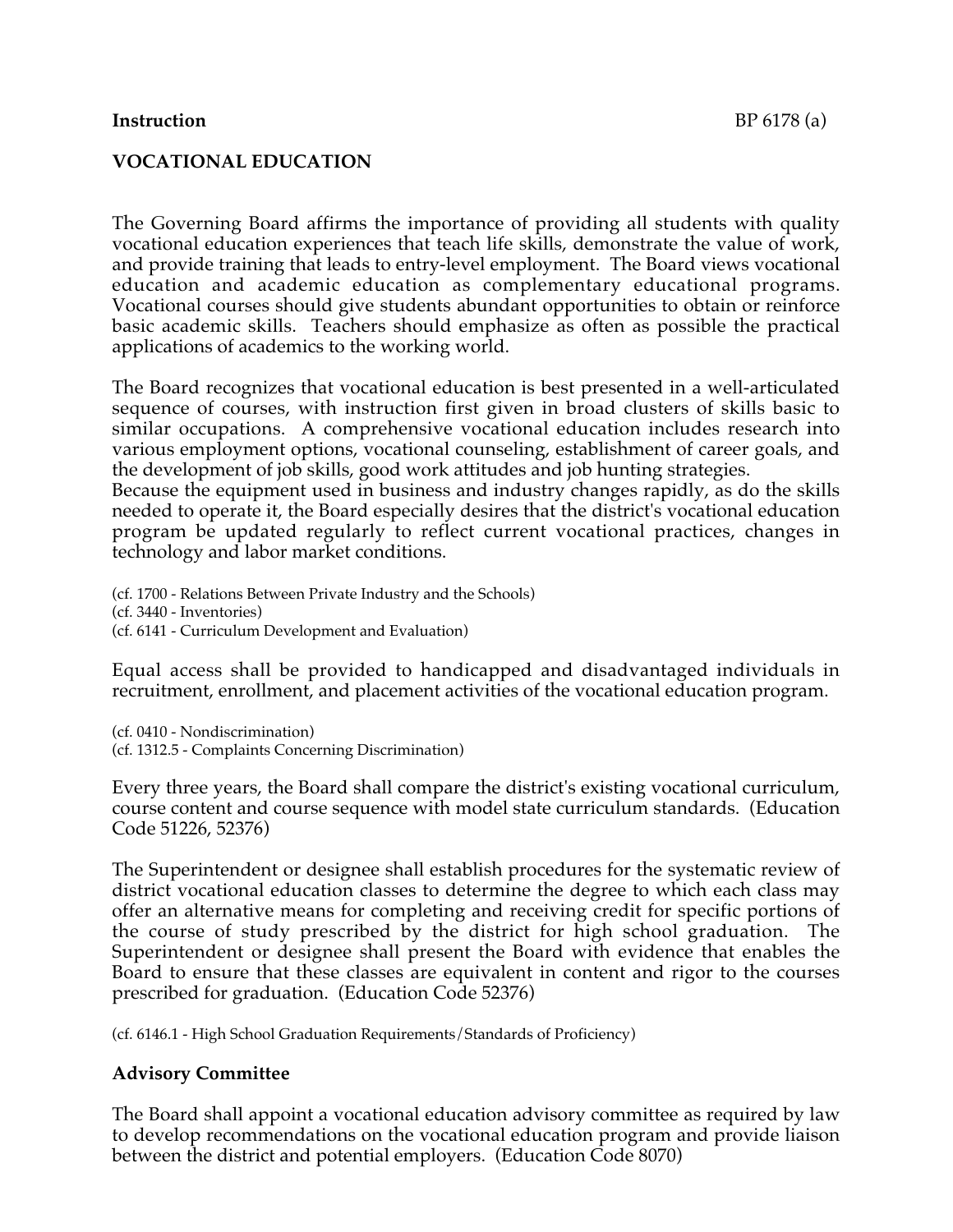**Instruction** BP 6178 (a)

# VOCATIONAL EDUCATION

The Governing Board affirms the importance of providing all students with quality vocational education experiences that teach life skills, demonstrate the value of work, and provide training that leads to entry-level employment. The Board views vocational education and academic education as complementary educational programs. Vocational courses should give students abundant opportunities to obtain or reinforce basic academic skills. Teachers should emphasize as often as possible the practical applications of academics to the working world.

The Board recognizes that vocational education is best presented in a well-articulated sequence of courses, with instruction first given in broad clusters of skills basic to similar occupations. A comprehensive vocational education includes research into various employment options, vocational counseling, establishment of career goals, and the development of job skills, good work attitudes and job hunting strategies.
Because the equipment used in business and industry changes rapidly, as do the skills needed to operate it, the Board especially desires that the district's vocational education program be updated regularly to reflect current vocational practices, changes in technology and labor market conditions.

(cf. 1700 - Relations Between Private Industry and the Schools)
(cf. 3440 - Inventories)
(cf. 6141 - Curriculum Development and Evaluation)

Equal access shall be provided to handicapped and disadvantaged individuals in recruitment, enrollment, and placement activities of the vocational education program.

(cf. 0410 - Nondiscrimination)
(cf. 1312.5 - Complaints Concerning Discrimination)

Every three years, the Board shall compare the district's existing vocational curriculum, course content and course sequence with model state curriculum standards. (Education Code 51226, 52376)

The Superintendent or designee shall establish procedures for the systematic review of district vocational education classes to determine the degree to which each class may offer an alternative means for completing and receiving credit for specific portions of the course of study prescribed by the district for high school graduation. The Superintendent or designee shall present the Board with evidence that enables the Board to ensure that these classes are equivalent in content and rigor to the courses prescribed for graduation. (Education Code 52376)

(cf. 6146.1 - High School Graduation Requirements/Standards of Proficiency)

## Advisory Committee

The Board shall appoint a vocational education advisory committee as required by law to develop recommendations on the vocational education program and provide liaison between the district and potential employers. (Education Code 8070)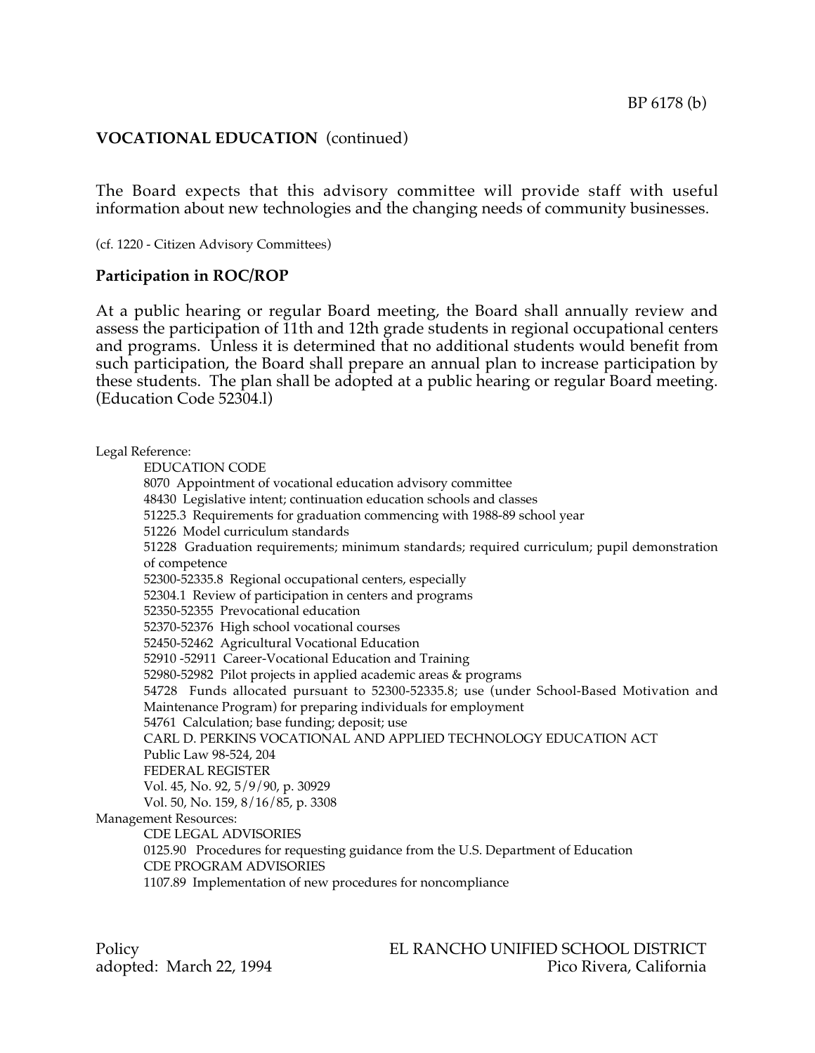**VOCATIONAL EDUCATION** (continued)

The Board expects that this advisory committee will provide staff with useful information about new technologies and the changing needs of community businesses.

(cf. 1220 - Citizen Advisory Committees)

**Participation in ROC/ROP**

At a public hearing or regular Board meeting, the Board shall annually review and assess the participation of 11th and 12th grade students in regional occupational centers and programs. Unless it is determined that no additional students would benefit from such participation, the Board shall prepare an annual plan to increase participation by these students. The plan shall be adopted at a public hearing or regular Board meeting. (Education Code 52304.l)

Legal Reference:

EDUCATION CODE
8070 Appointment of vocational education advisory committee
48430 Legislative intent; continuation education schools and classes
51225.3 Requirements for graduation commencing with 1988-89 school year
51226 Model curriculum standards
51228 Graduation requirements; minimum standards; required curriculum; pupil demonstration of competence
52300-52335.8 Regional occupational centers, especially
52304.1 Review of participation in centers and programs
52350-52355 Prevocational education
52370-52376 High school vocational courses
52450-52462 Agricultural Vocational Education
52910 -52911 Career-Vocational Education and Training
52980-52982 Pilot projects in applied academic areas & programs
54728 Funds allocated pursuant to 52300-52335.8; use (under School-Based Motivation and Maintenance Program) for preparing individuals for employment
54761 Calculation; base funding; deposit; use
CARL D. PERKINS VOCATIONAL AND APPLIED TECHNOLOGY EDUCATION ACT
Public Law 98-524, 204
FEDERAL REGISTER
Vol. 45, No. 92, 5/9/90, p. 30929
Vol. 50, No. 159, 8/16/85, p. 3308

Management Resources:

CDE LEGAL ADVISORIES
0125.90 Procedures for requesting guidance from the U.S. Department of Education
CDE PROGRAM ADVISORIES
1107.89 Implementation of new procedures for noncompliance

Policy
adopted: March 22, 1994

EL RANCHO UNIFIED SCHOOL DISTRICT
Pico Rivera, California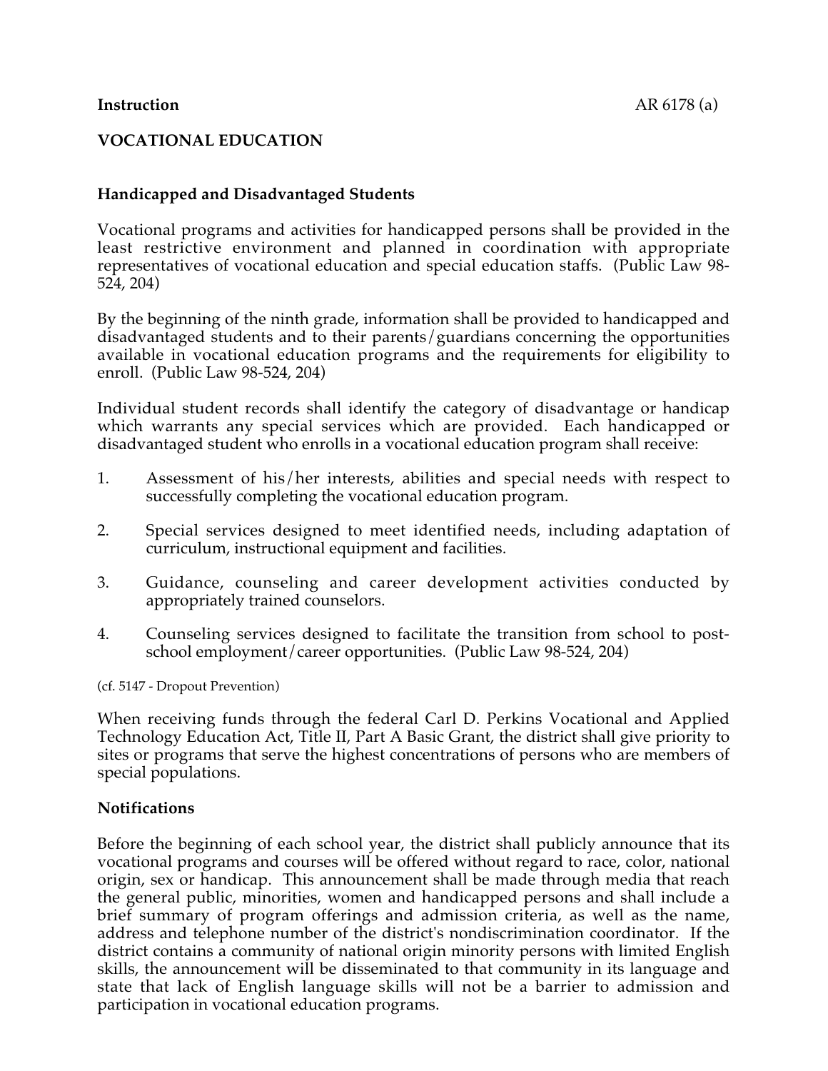**Instruction** AR 6178 (a)

**VOCATIONAL EDUCATION**

**Handicapped and Disadvantaged Students**

Vocational programs and activities for handicapped persons shall be provided in the least restrictive environment and planned in coordination with appropriate representatives of vocational education and special education staffs. (Public Law 98-524, 204)

By the beginning of the ninth grade, information shall be provided to handicapped and disadvantaged students and to their parents/guardians concerning the opportunities available in vocational education programs and the requirements for eligibility to enroll. (Public Law 98-524, 204)

Individual student records shall identify the category of disadvantage or handicap which warrants any special services which are provided. Each handicapped or disadvantaged student who enrolls in a vocational education program shall receive:

1. Assessment of his/her interests, abilities and special needs with respect to successfully completing the vocational education program.

2. Special services designed to meet identified needs, including adaptation of curriculum, instructional equipment and facilities.

3. Guidance, counseling and career development activities conducted by appropriately trained counselors.

4. Counseling services designed to facilitate the transition from school to post-school employment/career opportunities. (Public Law 98-524, 204)

(cf. 5147 - Dropout Prevention)

When receiving funds through the federal Carl D. Perkins Vocational and Applied Technology Education Act, Title II, Part A Basic Grant, the district shall give priority to sites or programs that serve the highest concentrations of persons who are members of special populations.

**Notifications**

Before the beginning of each school year, the district shall publicly announce that its vocational programs and courses will be offered without regard to race, color, national origin, sex or handicap. This announcement shall be made through media that reach the general public, minorities, women and handicapped persons and shall include a brief summary of program offerings and admission criteria, as well as the name, address and telephone number of the district's nondiscrimination coordinator. If the district contains a community of national origin minority persons with limited English skills, the announcement will be disseminated to that community in its language and state that lack of English language skills will not be a barrier to admission and participation in vocational education programs.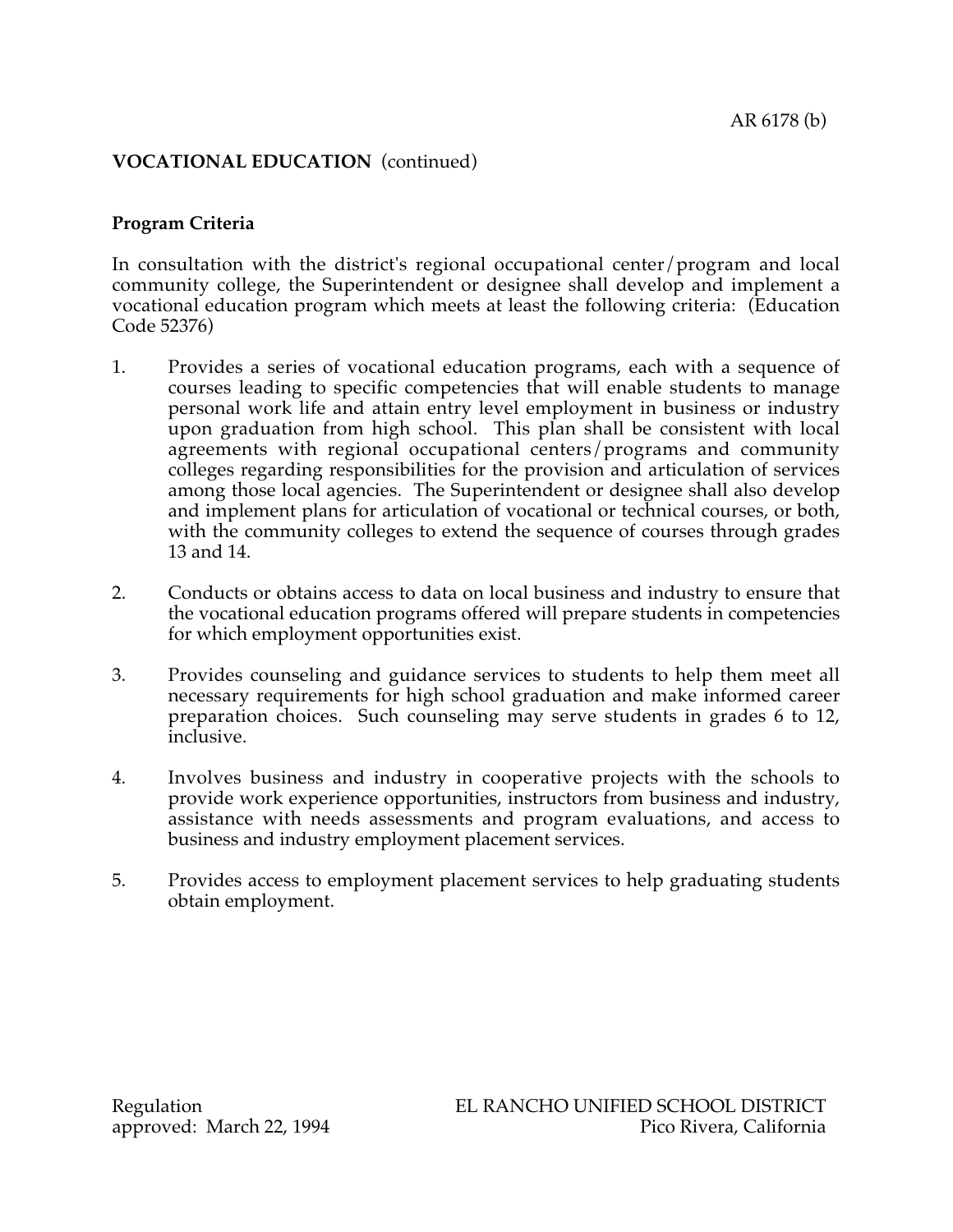**VOCATIONAL EDUCATION** (continued)

**Program Criteria**

In consultation with the district's regional occupational center/program and local community college, the Superintendent or designee shall develop and implement a vocational education program which meets at least the following criteria: (Education Code 52376)

1. Provides a series of vocational education programs, each with a sequence of courses leading to specific competencies that will enable students to manage personal work life and attain entry level employment in business or industry upon graduation from high school. This plan shall be consistent with local agreements with regional occupational centers/programs and community colleges regarding responsibilities for the provision and articulation of services among those local agencies. The Superintendent or designee shall also develop and implement plans for articulation of vocational or technical courses, or both, with the community colleges to extend the sequence of courses through grades 13 and 14.

2. Conducts or obtains access to data on local business and industry to ensure that the vocational education programs offered will prepare students in competencies for which employment opportunities exist.

3. Provides counseling and guidance services to students to help them meet all necessary requirements for high school graduation and make informed career preparation choices. Such counseling may serve students in grades 6 to 12, inclusive.

4. Involves business and industry in cooperative projects with the schools to provide work experience opportunities, instructors from business and industry, assistance with needs assessments and program evaluations, and access to business and industry employment placement services.

5. Provides access to employment placement services to help graduating students obtain employment.

Regulation
approved: March 22, 1994

EL RANCHO UNIFIED SCHOOL DISTRICT
Pico Rivera, California